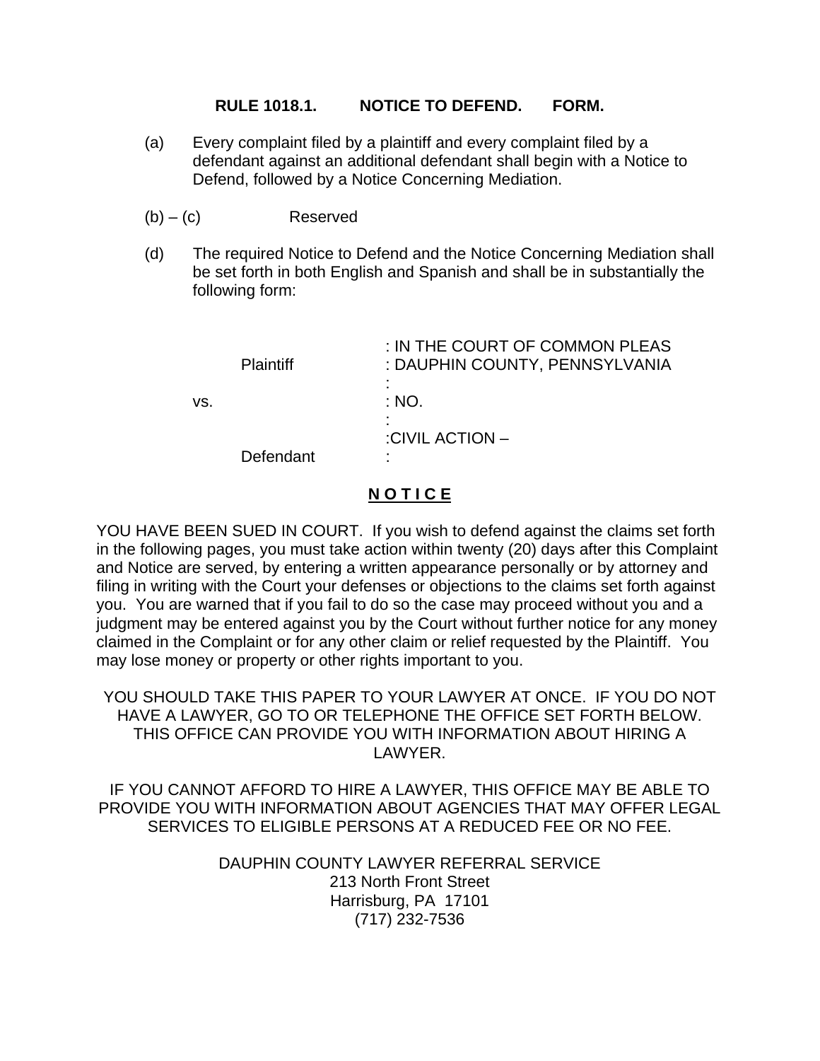**RULE 1018.1. NOTICE TO DEFEND. FORM.**

(a) Every complaint filed by a plaintiff and every complaint filed by a defendant against an additional defendant shall begin with a Notice to Defend, followed by a Notice Concerning Mediation.

(b) – (c) Reserved

(d) The required Notice to Defend and the Notice Concerning Mediation shall be set forth in both English and Spanish and shall be in substantially the following form:

| | |
|---|---|
| | : IN THE COURT OF COMMON PLEAS |
| Plaintiff | : DAUPHIN COUNTY, PENNSYLVANIA |
| | : |
| vs. | : NO. |
| | : |
| | :CIVIL ACTION – |
| Defendant | : |

**N O T I C E**

YOU HAVE BEEN SUED IN COURT. If you wish to defend against the claims set forth in the following pages, you must take action within twenty (20) days after this Complaint and Notice are served, by entering a written appearance personally or by attorney and filing in writing with the Court your defenses or objections to the claims set forth against you. You are warned that if you fail to do so the case may proceed without you and a judgment may be entered against you by the Court without further notice for any money claimed in the Complaint or for any other claim or relief requested by the Plaintiff. You may lose money or property or other rights important to you.

YOU SHOULD TAKE THIS PAPER TO YOUR LAWYER AT ONCE. IF YOU DO NOT HAVE A LAWYER, GO TO OR TELEPHONE THE OFFICE SET FORTH BELOW. THIS OFFICE CAN PROVIDE YOU WITH INFORMATION ABOUT HIRING A LAWYER.

IF YOU CANNOT AFFORD TO HIRE A LAWYER, THIS OFFICE MAY BE ABLE TO PROVIDE YOU WITH INFORMATION ABOUT AGENCIES THAT MAY OFFER LEGAL SERVICES TO ELIGIBLE PERSONS AT A REDUCED FEE OR NO FEE.

DAUPHIN COUNTY LAWYER REFERRAL SERVICE
213 North Front Street
Harrisburg, PA 17101
(717) 232-7536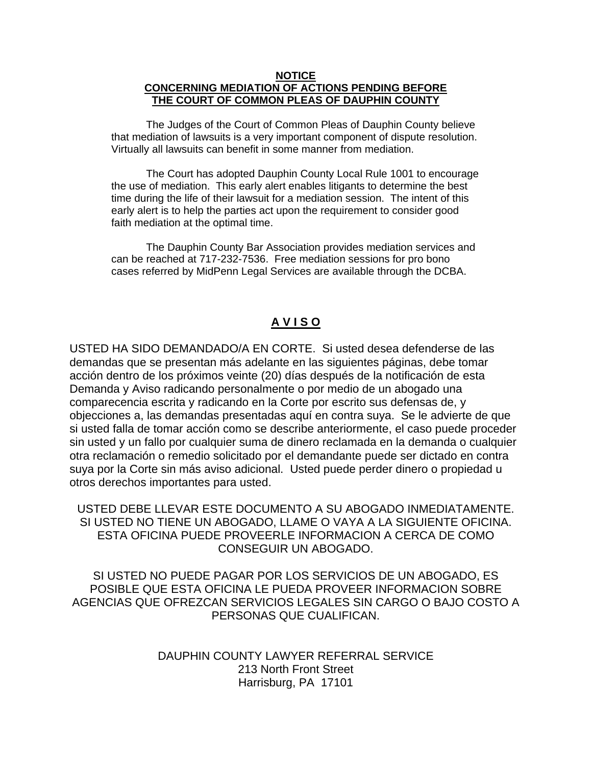**NOTICE**
**CONCERNING MEDIATION OF ACTIONS PENDING BEFORE THE COURT OF COMMON PLEAS OF DAUPHIN COUNTY**

The Judges of the Court of Common Pleas of Dauphin County believe that mediation of lawsuits is a very important component of dispute resolution. Virtually all lawsuits can benefit in some manner from mediation.

The Court has adopted Dauphin County Local Rule 1001 to encourage the use of mediation. This early alert enables litigants to determine the best time during the life of their lawsuit for a mediation session. The intent of this early alert is to help the parties act upon the requirement to consider good faith mediation at the optimal time.

The Dauphin County Bar Association provides mediation services and can be reached at 717-232-7536. Free mediation sessions for pro bono cases referred by MidPenn Legal Services are available through the DCBA.

**A V I S O**

USTED HA SIDO DEMANDADO/A EN CORTE. Si usted desea defenderse de las demandas que se presentan más adelante en las siguientes páginas, debe tomar acción dentro de los próximos veinte (20) días después de la notificación de esta Demanda y Aviso radicando personalmente o por medio de un abogado una comparecencia escrita y radicando en la Corte por escrito sus defensas de, y objecciones a, las demandas presentadas aquí en contra suya. Se le advierte de que si usted falla de tomar acción como se describe anteriormente, el caso puede proceder sin usted y un fallo por cualquier suma de dinero reclamada en la demanda o cualquier otra reclamación o remedio solicitado por el demandante puede ser dictado en contra suya por la Corte sin más aviso adicional. Usted puede perder dinero o propiedad u otros derechos importantes para usted.

USTED DEBE LLEVAR ESTE DOCUMENTO A SU ABOGADO INMEDIATAMENTE. SI USTED NO TIENE UN ABOGADO, LLAME O VAYA A LA SIGUIENTE OFICINA. ESTA OFICINA PUEDE PROVEERLE INFORMACION A CERCA DE COMO CONSEGUIR UN ABOGADO.

SI USTED NO PUEDE PAGAR POR LOS SERVICIOS DE UN ABOGADO, ES POSIBLE QUE ESTA OFICINA LE PUEDA PROVEER INFORMACION SOBRE AGENCIAS QUE OFREZCAN SERVICIOS LEGALES SIN CARGO O BAJO COSTO A PERSONAS QUE CUALIFICAN.

DAUPHIN COUNTY LAWYER REFERRAL SERVICE
213 North Front Street
Harrisburg, PA 17101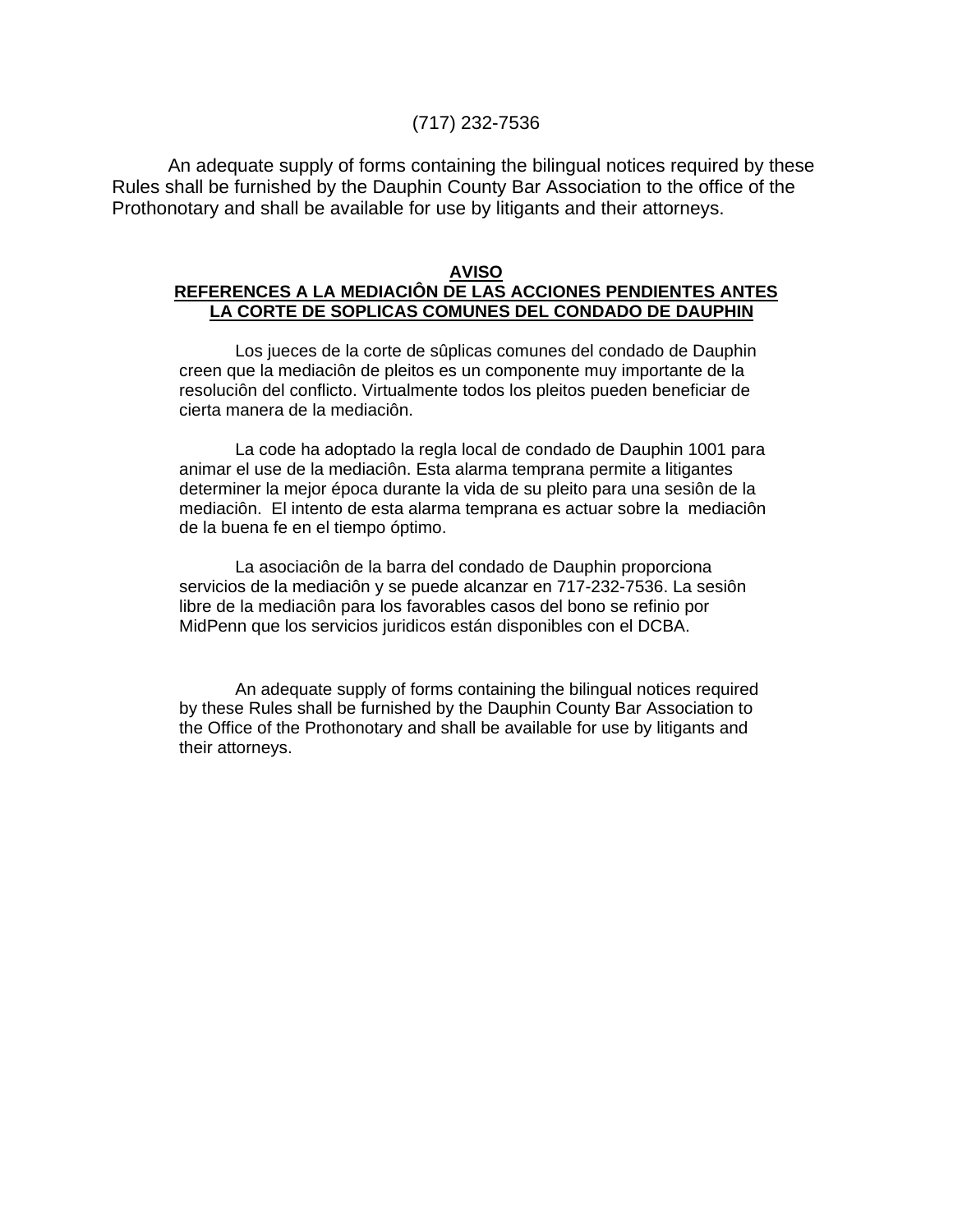(717) 232-7536

An adequate supply of forms containing the bilingual notices required by these Rules shall be furnished by the Dauphin County Bar Association to the office of the Prothonotary and shall be available for use by litigants and their attorneys.

**AVISO**
**REFERENCES A LA MEDIACIÔN DE LAS ACCIONES PENDIENTES ANTES LA CORTE DE SOPLICAS COMUNES DEL CONDADO DE DAUPHIN**

Los jueces de la corte de sûplicas comunes del condado de Dauphin creen que la mediaciôn de pleitos es un componente muy importante de la resoluciôn del conflicto. Virtualmente todos los pleitos pueden beneficiar de cierta manera de la mediaciôn.

La code ha adoptado la regla local de condado de Dauphin 1001 para animar el use de la mediaciôn. Esta alarma temprana permite a litigantes determiner la mejor época durante la vida de su pleito para una sesiôn de la mediaciôn. El intento de esta alarma temprana es actuar sobre la mediaciôn de la buena fe en el tiempo óptimo.

La asociaciôn de la barra del condado de Dauphin proporciona servicios de la mediaciôn y se puede alcanzar en 717-232-7536. La sesiôn libre de la mediaciôn para los favorables casos del bono se refinio por MidPenn que los servicios juridicos están disponibles con el DCBA.

An adequate supply of forms containing the bilingual notices required by these Rules shall be furnished by the Dauphin County Bar Association to the Office of the Prothonotary and shall be available for use by litigants and their attorneys.